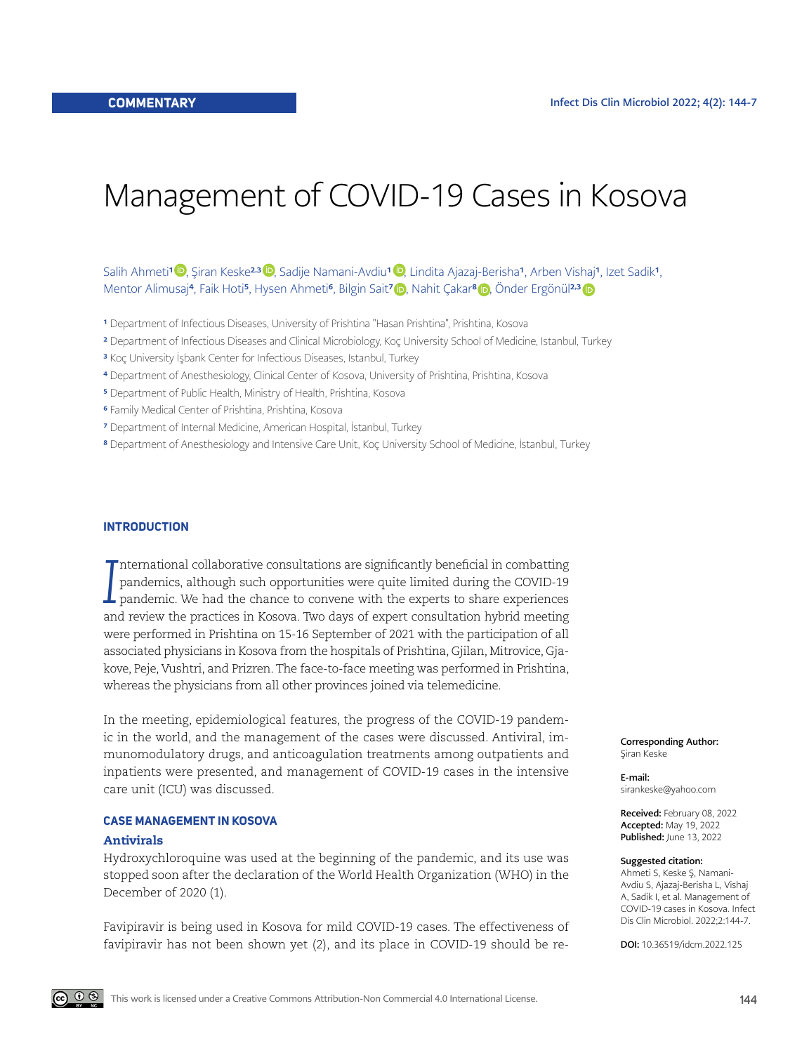COMMENTARY

# Management of COVID-19 Cases in Kosova

Salih Ahmeti[1], Şiran Keske[2,3], Sadije Namani-Avdiu[1], Lindita Ajazaj-Berisha[1], Arben Vishaj[1], Izet Sadik[1], Mentor Alimusaj[4], Faik Hoti[5], Hysen Ahmeti[6], Bilgin Sait[7], Nahit Çakar[8], Önder Ergönül[2,3]

[1] Department of Infectious Diseases, University of Prishtina "Hasan Prishtina", Prishtina, Kosova
[2] Department of Infectious Diseases and Clinical Microbiology, Koç University School of Medicine, Istanbul, Turkey
[3] Koç University İşbank Center for Infectious Diseases, Istanbul, Turkey
[4] Department of Anesthesiology, Clinical Center of Kosova, University of Prishtina, Prishtina, Kosova
[5] Department of Public Health, Ministry of Health, Prishtina, Kosova
[6] Family Medical Center of Prishtina, Prishtina, Kosova
[7] Department of Internal Medicine, American Hospital, İstanbul, Turkey
[8] Department of Anesthesiology and Intensive Care Unit, Koç University School of Medicine, İstanbul, Turkey

**Corresponding Author:** Şiran Keske

**E-mail:** sirankeske@yahoo.com

**Received:** February 08, 2022
**Accepted:** May 19, 2022
**Published:** June 13, 2022

**Suggested citation:** Ahmeti S, Keske Ş, Namani-Avdiu S, Ajazaj-Berisha L, Vishaj A, Sadik I, et al. Management of COVID-19 cases in Kosova. Infect Dis Clin Microbiol. 2022;2:144-7.

**DOI:** 10.36519/idcm.2022.125

## INTRODUCTION

International collaborative consultations are significantly beneficial in combatting pandemics, although such opportunities were quite limited during the COVID-19 pandemic. We had the chance to convene with the experts to share experiences and review the practices in Kosova. Two days of expert consultation hybrid meeting were performed in Prishtina on 15-16 September of 2021 with the participation of all associated physicians in Kosova from the hospitals of Prishtina, Gjilan, Mitrovice, Gjakove, Peje, Vushtri, and Prizren. The face-to-face meeting was performed in Prishtina, whereas the physicians from all other provinces joined via telemedicine.

In the meeting, epidemiological features, the progress of the COVID-19 pandemic in the world, and the management of the cases were discussed. Antiviral, immunomodulatory drugs, and anticoagulation treatments among outpatients and inpatients were presented, and management of COVID-19 cases in the intensive care unit (ICU) was discussed.

## CASE MANAGEMENT IN KOSOVA

### Antivirals

Hydroxychloroquine was used at the beginning of the pandemic, and its use was stopped soon after the declaration of the World Health Organization (WHO) in the December of 2020 (1).

Favipiravir is being used in Kosova for mild COVID-19 cases. The effectiveness of favipiravir has not been shown yet (2), and its place in COVID-19 should be re-

This work is licensed under a Creative Commons Attribution-Non Commercial 4.0 International License.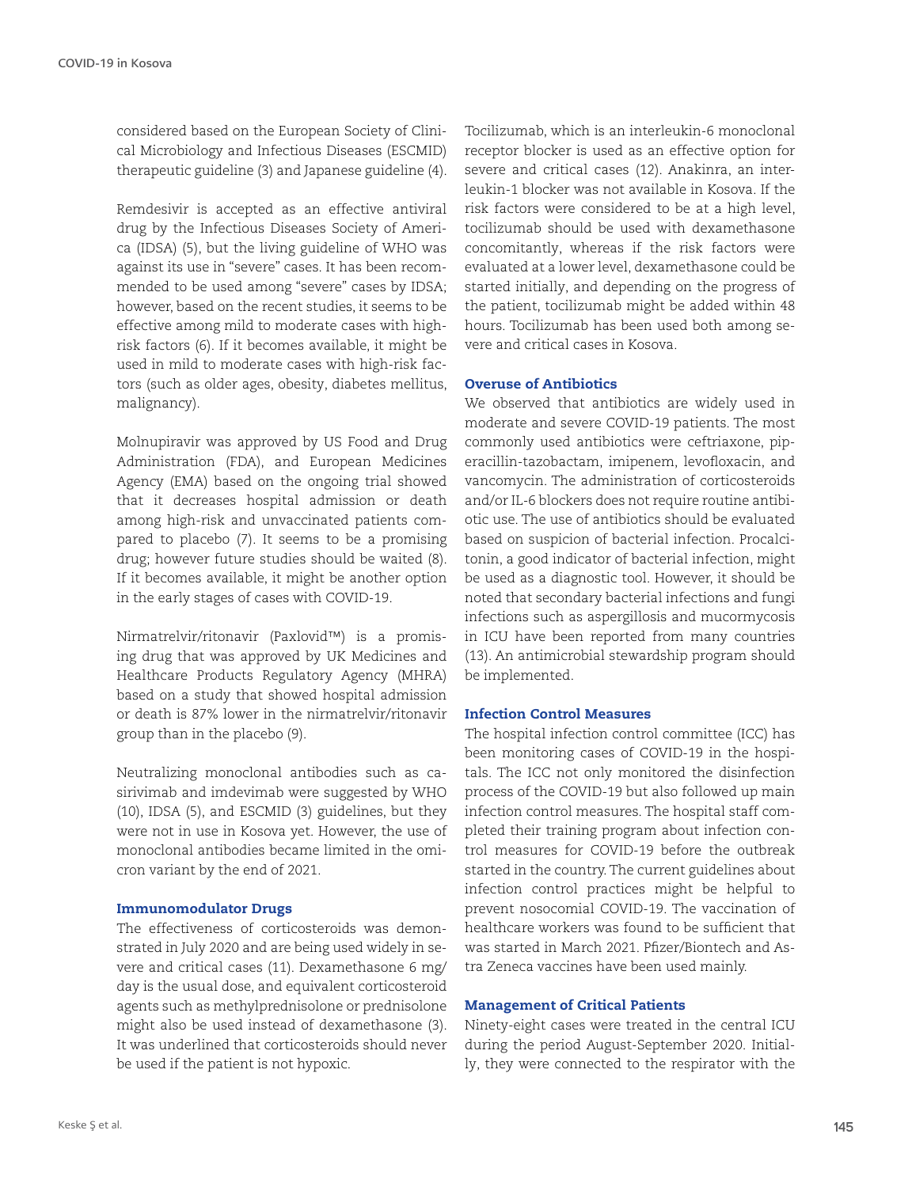considered based on the European Society of Clinical Microbiology and Infectious Diseases (ESCMID) therapeutic guideline (3) and Japanese guideline (4).

Remdesivir is accepted as an effective antiviral drug by the Infectious Diseases Society of America (IDSA) (5), but the living guideline of WHO was against its use in "severe" cases. It has been recommended to be used among "severe" cases by IDSA; however, based on the recent studies, it seems to be effective among mild to moderate cases with high-risk factors (6). If it becomes available, it might be used in mild to moderate cases with high-risk factors (such as older ages, obesity, diabetes mellitus, malignancy).

Molnupiravir was approved by US Food and Drug Administration (FDA), and European Medicines Agency (EMA) based on the ongoing trial showed that it decreases hospital admission or death among high-risk and unvaccinated patients compared to placebo (7). It seems to be a promising drug; however future studies should be waited (8). If it becomes available, it might be another option in the early stages of cases with COVID-19.

Nirmatrelvir/ritonavir (Paxlovid™) is a promising drug that was approved by UK Medicines and Healthcare Products Regulatory Agency (MHRA) based on a study that showed hospital admission or death is 87% lower in the nirmatrelvir/ritonavir group than in the placebo (9).

Neutralizing monoclonal antibodies such as casirivimab and imdevimab were suggested by WHO (10), IDSA (5), and ESCMID (3) guidelines, but they were not in use in Kosova yet. However, the use of monoclonal antibodies became limited in the omicron variant by the end of 2021.

### Immunomodulator Drugs

The effectiveness of corticosteroids was demonstrated in July 2020 and are being used widely in severe and critical cases (11). Dexamethasone 6 mg/day is the usual dose, and equivalent corticosteroid agents such as methylprednisolone or prednisolone might also be used instead of dexamethasone (3). It was underlined that corticosteroids should never be used if the patient is not hypoxic.

Tocilizumab, which is an interleukin-6 monoclonal receptor blocker is used as an effective option for severe and critical cases (12). Anakinra, an interleukin-1 blocker was not available in Kosova. If the risk factors were considered to be at a high level, tocilizumab should be used with dexamethasone concomitantly, whereas if the risk factors were evaluated at a lower level, dexamethasone could be started initially, and depending on the progress of the patient, tocilizumab might be added within 48 hours. Tocilizumab has been used both among severe and critical cases in Kosova.

### Overuse of Antibiotics

We observed that antibiotics are widely used in moderate and severe COVID-19 patients. The most commonly used antibiotics were ceftriaxone, piperacillin-tazobactam, imipenem, levofloxacin, and vancomycin. The administration of corticosteroids and/or IL-6 blockers does not require routine antibiotic use. The use of antibiotics should be evaluated based on suspicion of bacterial infection. Procalcitonin, a good indicator of bacterial infection, might be used as a diagnostic tool. However, it should be noted that secondary bacterial infections and fungi infections such as aspergillosis and mucormycosis in ICU have been reported from many countries (13). An antimicrobial stewardship program should be implemented.

### Infection Control Measures

The hospital infection control committee (ICC) has been monitoring cases of COVID-19 in the hospitals. The ICC not only monitored the disinfection process of the COVID-19 but also followed up main infection control measures. The hospital staff completed their training program about infection control measures for COVID-19 before the outbreak started in the country. The current guidelines about infection control practices might be helpful to prevent nosocomial COVID-19. The vaccination of healthcare workers was found to be sufficient that was started in March 2021. Pfizer/Biontech and Astra Zeneca vaccines have been used mainly.

### Management of Critical Patients

Ninety-eight cases were treated in the central ICU during the period August-September 2020. Initially, they were connected to the respirator with the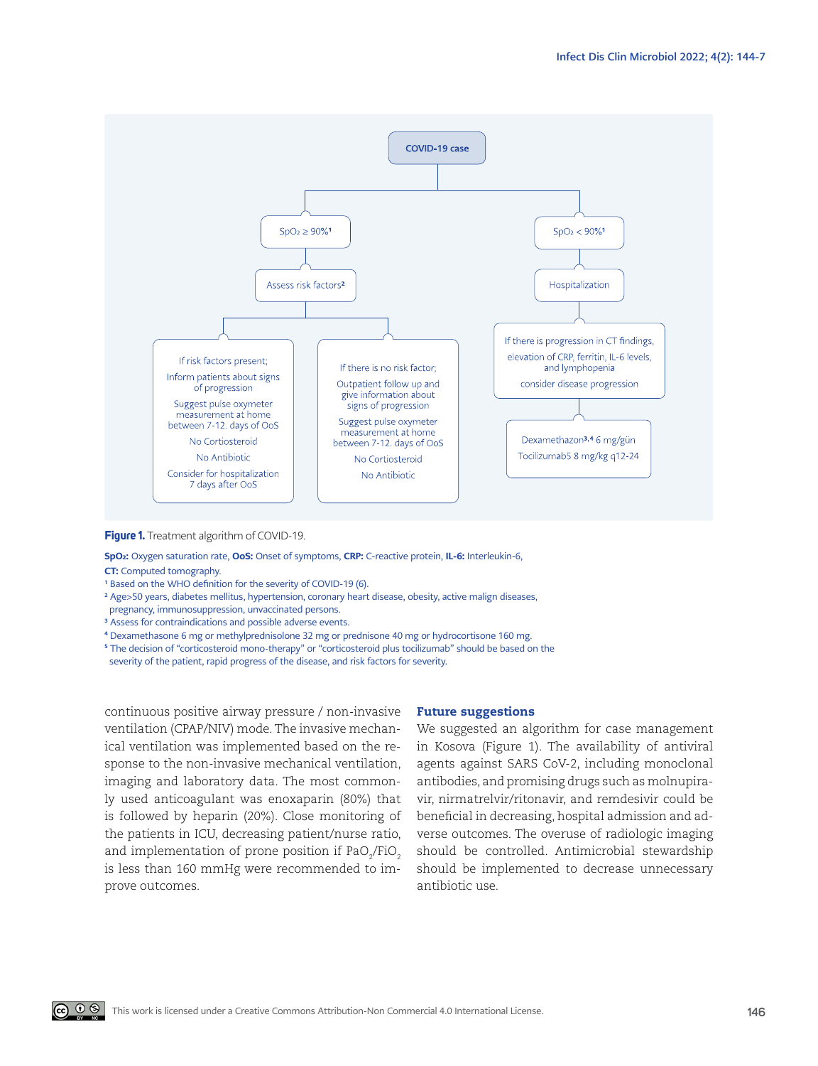COVID-19 case

SpO₂ ≥ 90%[1]

Assess risk factors[2]

If risk factors present;
Inform patients about signs of progression
Suggest pulse oxymeter measurement at home between 7-12. days of OoS
No Cortiosteroid
No Antibiotic
Consider for hospitalization 7 days after OoS

If there is no risk factor;
Outpatient follow up and give information about signs of progression
Suggest pulse oxymeter measurement at home between 7-12. days of OoS
No Cortiosteroid
No Antibiotic

SpO₂ < 90%[1]

Hospitalization

If there is progression in CT findings, elevation of CRP, ferritin, IL-6 levels, and lymphopenia
consider disease progression

Dexamethazon[3,4] 6 mg/gün
Tocilizumab5 8 mg/kg q12-24

**Figure 1.** Treatment algorithm of COVID-19.

**SpO₂:** Oxygen saturation rate, **OoS:** Onset of symptoms, **CRP:** C-reactive protein, **IL-6:** Interleukin-6, **CT:** Computed tomography.
[1] Based on the WHO definition for the severity of COVID-19 (6).
[2] Age>50 years, diabetes mellitus, hypertension, coronary heart disease, obesity, active malign diseases, pregnancy, immunosuppression, unvaccinated persons.
[3] Assess for contraindications and possible adverse events.
[4] Dexamethasone 6 mg or methylprednisolone 32 mg or prednisone 40 mg or hydrocortisone 160 mg.
[5] The decision of "corticosteroid mono-therapy" or "corticosteroid plus tocilizumab" should be based on the severity of the patient, rapid progress of the disease, and risk factors for severity.

continuous positive airway pressure / non-invasive ventilation (CPAP/NIV) mode. The invasive mechanical ventilation was implemented based on the response to the non-invasive mechanical ventilation, imaging and laboratory data. The most commonly used anticoagulant was enoxaparin (80%) that is followed by heparin (20%). Close monitoring of the patients in ICU, decreasing patient/nurse ratio, and implementation of prone position if $PaO_2/FiO_2$ is less than 160 mmHg were recommended to improve outcomes.

## Future suggestions

We suggested an algorithm for case management in Kosova (Figure 1). The availability of antiviral agents against SARS CoV-2, including monoclonal antibodies, and promising drugs such as molnupiravir, nirmatrelvir/ritonavir, and remdesivir could be beneficial in decreasing, hospital admission and adverse outcomes. The overuse of radiologic imaging should be controlled. Antimicrobial stewardship should be implemented to decrease unnecessary antibiotic use.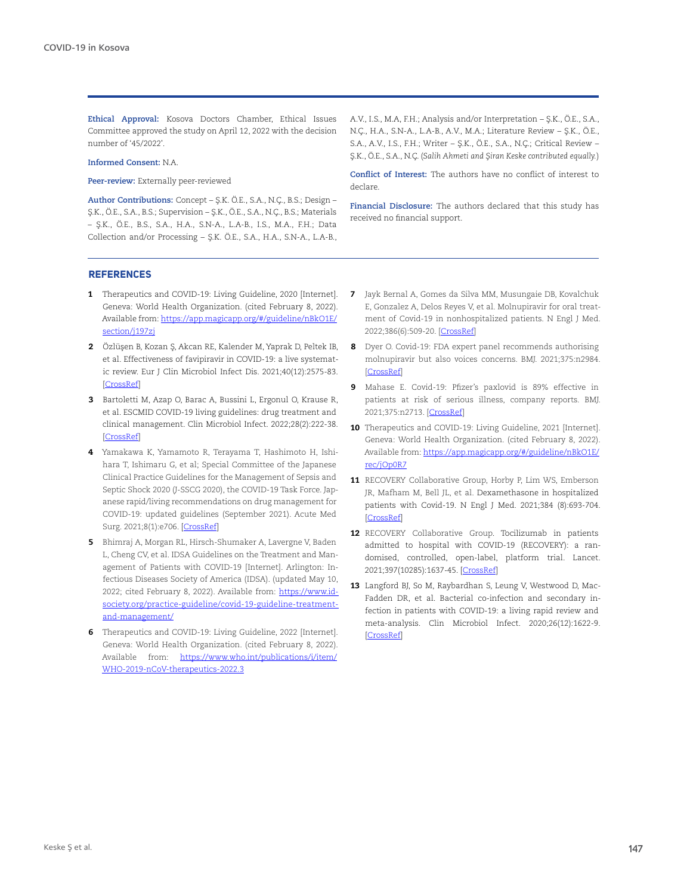**Ethical Approval:** Kosova Doctors Chamber, Ethical Issues Committee approved the study on April 12, 2022 with the decision number of '45/2022'.

**Informed Consent:** N.A.

**Peer-review:** Externally peer-reviewed

**Author Contributions:** Concept – Ş.K. Ö.E., S.A., N.Ç., B.S.; Design – Ş.K., Ö.E., S.A., B.S.; Supervision – Ş.K., Ö.E., S.A., N.Ç., B.S.; Materials – Ş.K., Ö.E., B.S., S.A., H.A., S.N-A., L.A-B., I.S., M.A., F.H.; Data Collection and/or Processing – Ş.K. Ö.E., S.A., H.A., S.N-A., L.A-B., A.V., I.S., M.A, F.H.; Analysis and/or Interpretation – Ş.K., Ö.E., S.A., N.Ç., H.A., S.N-A., L.A-B., A.V., M.A.; Literature Review – Ş.K., Ö.E., S.A., A.V., I.S., F.H.; Writer – Ş.K., Ö.E., S.A., N.Ç.; Critical Review – Ş.K., Ö.E., S.A., N.Ç. (*Salih Ahmeti and Şiran Keske contributed equally.*)

**Conflict of Interest:** The authors have no conflict of interest to declare.

**Financial Disclosure:** The authors declared that this study has received no financial support.

## REFERENCES

1. Therapeutics and COVID-19: Living Guideline, 2020 [Internet]. Geneva: World Health Organization. (cited February 8, 2022). Available from: https://app.magicapp.org/#/guideline/nBkO1E/section/j197zj
2. Özlüşen B, Kozan Ş, Akcan RE, Kalender M, Yaprak D, Peltek IB, et al. Effectiveness of favipiravir in COVID-19: a live systematic review. Eur J Clin Microbiol Infect Dis. 2021;40(12):2575-83. [CrossRef]
3. Bartoletti M, Azap O, Barac A, Bussini L, Ergonul O, Krause R, et al. ESCMID COVID-19 living guidelines: drug treatment and clinical management. Clin Microbiol Infect. 2022;28(2):222-38. [CrossRef]
4. Yamakawa K, Yamamoto R, Terayama T, Hashimoto H, Ishihara T, Ishimaru G, et al; Special Committee of the Japanese Clinical Practice Guidelines for the Management of Sepsis and Septic Shock 2020 (J-SSCG 2020), the COVID-19 Task Force. Japanese rapid/living recommendations on drug management for COVID-19: updated guidelines (September 2021). Acute Med Surg. 2021;8(1):e706. [CrossRef]
5. Bhimraj A, Morgan RL, Hirsch-Shumaker A, Lavergne V, Baden L, Cheng CV, et al. IDSA Guidelines on the Treatment and Management of Patients with COVID-19 [Internet]. Arlington: Infectious Diseases Society of America (IDSA). (updated May 10, 2022; cited February 8, 2022). Available from: https://www.idsociety.org/practice-guideline/covid-19-guideline-treatment-and-management/
6. Therapeutics and COVID-19: Living Guideline, 2022 [Internet]. Geneva: World Health Organization. (cited February 8, 2022). Available from: https://www.who.int/publications/i/item/WHO-2019-nCoV-therapeutics-2022.3
7. Jayk Bernal A, Gomes da Silva MM, Musungaie DB, Kovalchuk E, Gonzalez A, Delos Reyes V, et al. Molnupiravir for oral treatment of Covid-19 in nonhospitalized patients. N Engl J Med. 2022;386(6):509-20. [CrossRef]
8. Dyer O. Covid-19: FDA expert panel recommends authorising molnupiravir but also voices concerns. BMJ. 2021;375:n2984. [CrossRef]
9. Mahase E. Covid-19: Pfizer's paxlovid is 89% effective in patients at risk of serious illness, company reports. BMJ. 2021;375:n2713. [CrossRef]
10. Therapeutics and COVID-19: Living Guideline, 2021 [Internet]. Geneva: World Health Organization. (cited February 8, 2022). Available from: https://app.magicapp.org/#/guideline/nBkO1E/rec/jOp0R7
11. RECOVERY Collaborative Group, Horby P, Lim WS, Emberson JR, Mafham M, Bell JL, et al. Dexamethasone in hospitalized patients with Covid-19. N Engl J Med. 2021;384 (8):693-704. [CrossRef]
12. RECOVERY Collaborative Group. Tocilizumab in patients admitted to hospital with COVID-19 (RECOVERY): a randomised, controlled, open-label, platform trial. Lancet. 2021;397(10285):1637-45. [CrossRef]
13. Langford BJ, So M, Raybardhan S, Leung V, Westwood D, MacFadden DR, et al. Bacterial co-infection and secondary infection in patients with COVID-19: a living rapid review and meta-analysis. Clin Microbiol Infect. 2020;26(12):1622-9. [CrossRef]